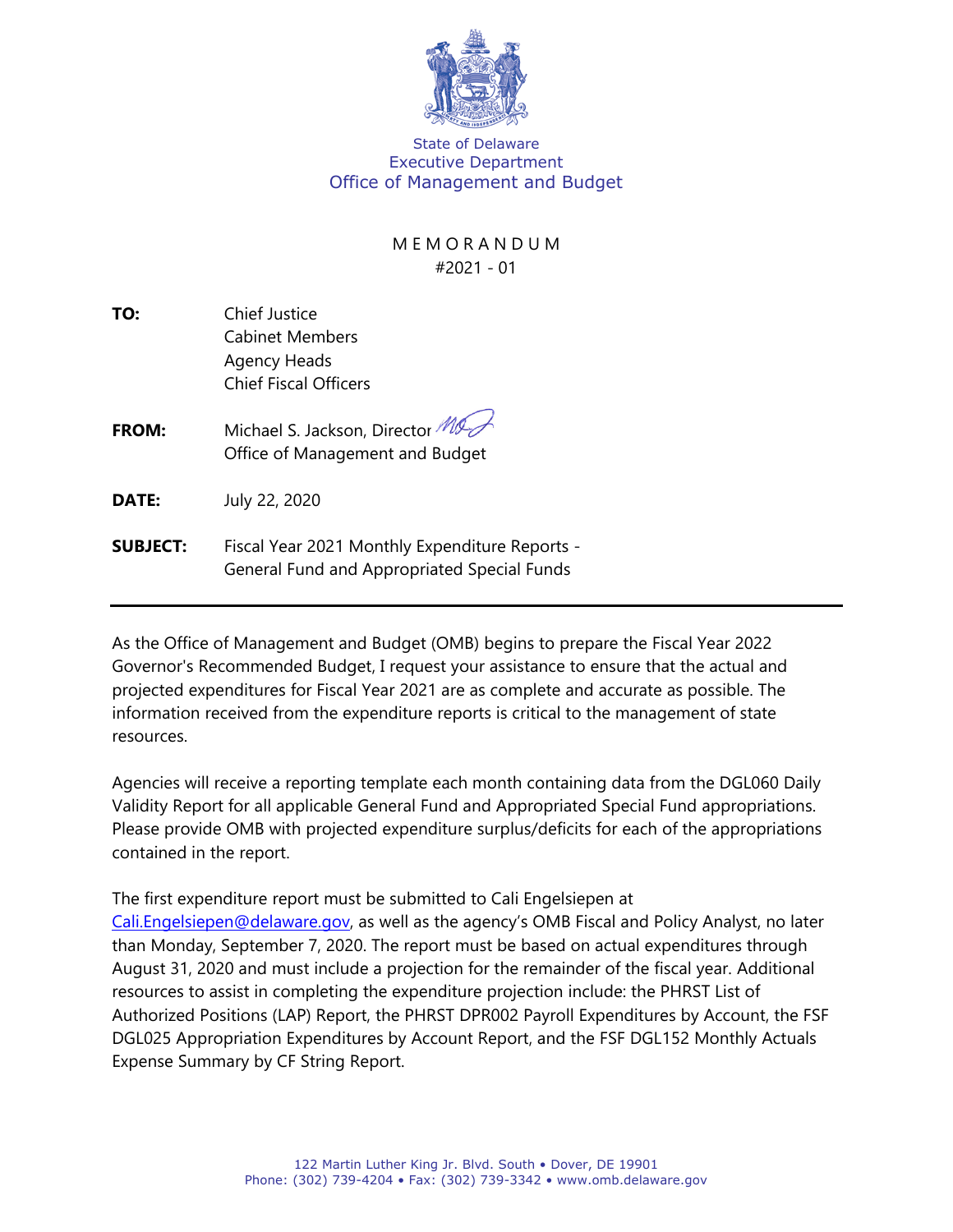State of Delaware
Executive Department
Office of Management and Budget

# MEMORANDUM
#2021 - 01

**TO:** Chief Justice
Cabinet Members
Agency Heads
Chief Fiscal Officers

**FROM:** Michael S. Jackson, Director
Office of Management and Budget

**DATE:** July 22, 2020

**SUBJECT:** Fiscal Year 2021 Monthly Expenditure Reports - General Fund and Appropriated Special Funds

---

As the Office of Management and Budget (OMB) begins to prepare the Fiscal Year 2022 Governor's Recommended Budget, I request your assistance to ensure that the actual and projected expenditures for Fiscal Year 2021 are as complete and accurate as possible. The information received from the expenditure reports is critical to the management of state resources.

Agencies will receive a reporting template each month containing data from the DGL060 Daily Validity Report for all applicable General Fund and Appropriated Special Fund appropriations. Please provide OMB with projected expenditure surplus/deficits for each of the appropriations contained in the report.

The first expenditure report must be submitted to Cali Engelsiepen at Cali.Engelsiepen@delaware.gov, as well as the agency's OMB Fiscal and Policy Analyst, no later than Monday, September 7, 2020. The report must be based on actual expenditures through August 31, 2020 and must include a projection for the remainder of the fiscal year. Additional resources to assist in completing the expenditure projection include: the PHRST List of Authorized Positions (LAP) Report, the PHRST DPR002 Payroll Expenditures by Account, the FSF DGL025 Appropriation Expenditures by Account Report, and the FSF DGL152 Monthly Actuals Expense Summary by CF String Report.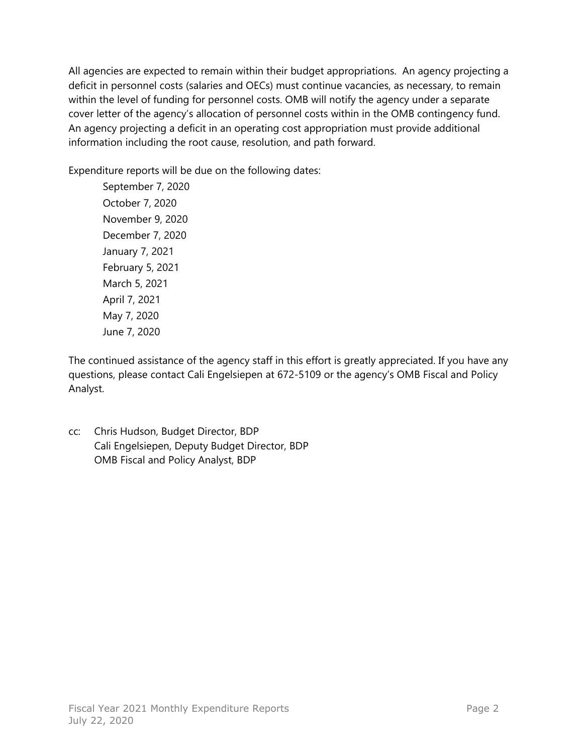All agencies are expected to remain within their budget appropriations.  An agency projecting a deficit in personnel costs (salaries and OECs) must continue vacancies, as necessary, to remain within the level of funding for personnel costs. OMB will notify the agency under a separate cover letter of the agency's allocation of personnel costs within in the OMB contingency fund. An agency projecting a deficit in an operating cost appropriation must provide additional information including the root cause, resolution, and path forward.

Expenditure reports will be due on the following dates:

September 7, 2020  
October 7, 2020  
November 9, 2020  
December 7, 2020  
January 7, 2021  
February 5, 2021  
March 5, 2021  
April 7, 2021  
May 7, 2020  
June 7, 2020

The continued assistance of the agency staff in this effort is greatly appreciated. If you have any questions, please contact Cali Engelsiepen at 672-5109 or the agency's OMB Fiscal and Policy Analyst.

cc: Chris Hudson, Budget Director, BDP  
Cali Engelsiepen, Deputy Budget Director, BDP  
OMB Fiscal and Policy Analyst, BDP